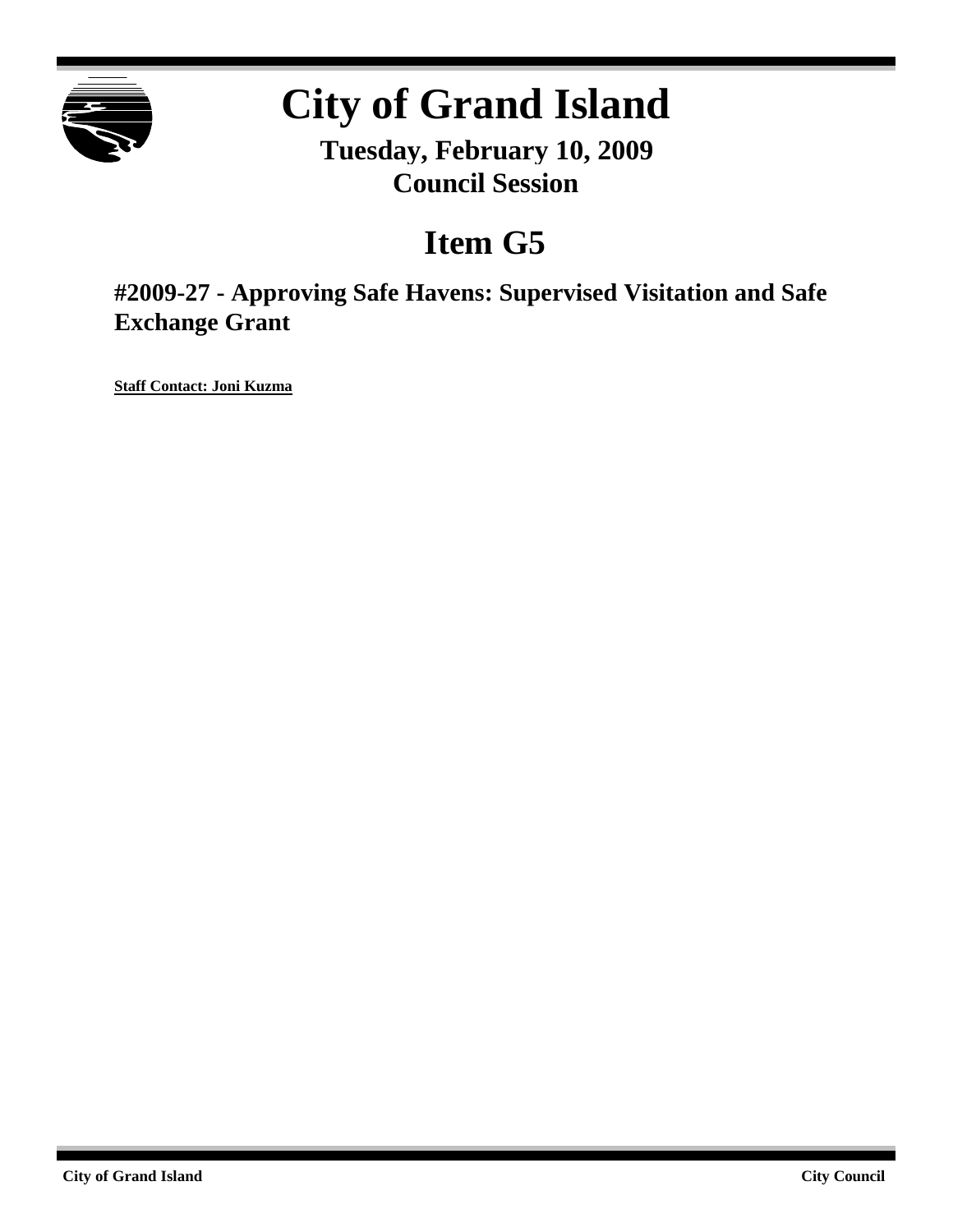# City of Grand Island

**Tuesday, February 10, 2009**
**Council Session**

## Item G5

### #2009-27 - Approving Safe Havens: Supervised Visitation and Safe Exchange Grant

**Staff Contact: Joni Kuzma**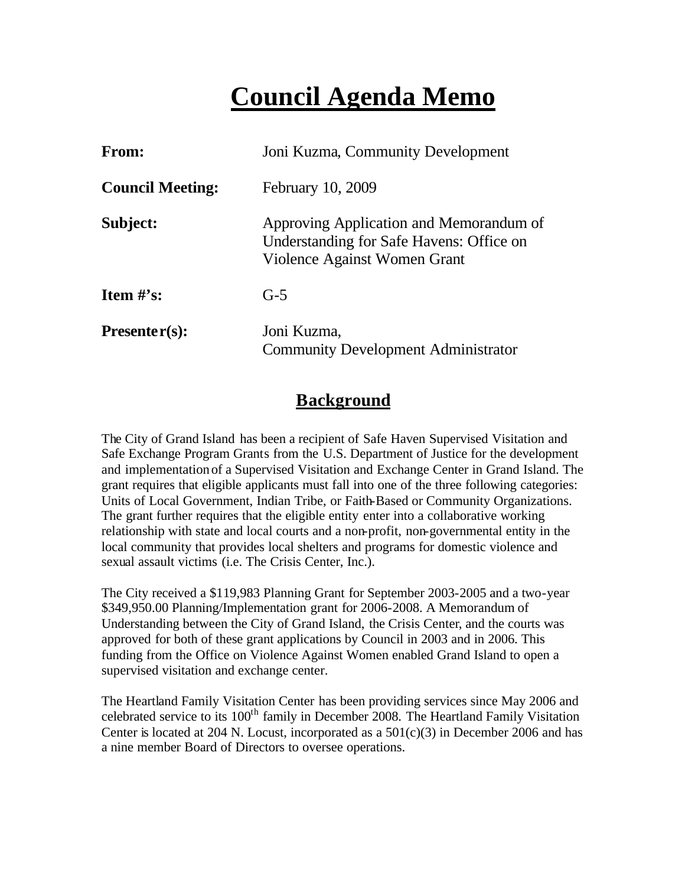# Council Agenda Memo

| | |
|---|---|
| **From:** | Joni Kuzma, Community Development |
| **Council Meeting:** | February 10, 2009 |
| **Subject:** | Approving Application and Memorandum of Understanding for Safe Havens: Office on Violence Against Women Grant |
| **Item #'s:** | G-5 |
| **Presenter(s):** | Joni Kuzma, Community Development Administrator |

## Background

The City of Grand Island has been a recipient of Safe Haven Supervised Visitation and Safe Exchange Program Grants from the U.S. Department of Justice for the development and implementation of a Supervised Visitation and Exchange Center in Grand Island. The grant requires that eligible applicants must fall into one of the three following categories: Units of Local Government, Indian Tribe, or Faith-Based or Community Organizations. The grant further requires that the eligible entity enter into a collaborative working relationship with state and local courts and a non-profit, non-governmental entity in the local community that provides local shelters and programs for domestic violence and sexual assault victims (i.e. The Crisis Center, Inc.).

The City received a $119,983 Planning Grant for September 2003-2005 and a two-year $349,950.00 Planning/Implementation grant for 2006-2008. A Memorandum of Understanding between the City of Grand Island, the Crisis Center, and the courts was approved for both of these grant applications by Council in 2003 and in 2006. This funding from the Office on Violence Against Women enabled Grand Island to open a supervised visitation and exchange center.

The Heartland Family Visitation Center has been providing services since May 2006 and celebrated service to its 100th family in December 2008. The Heartland Family Visitation Center is located at 204 N. Locust, incorporated as a 501(c)(3) in December 2006 and has a nine member Board of Directors to oversee operations.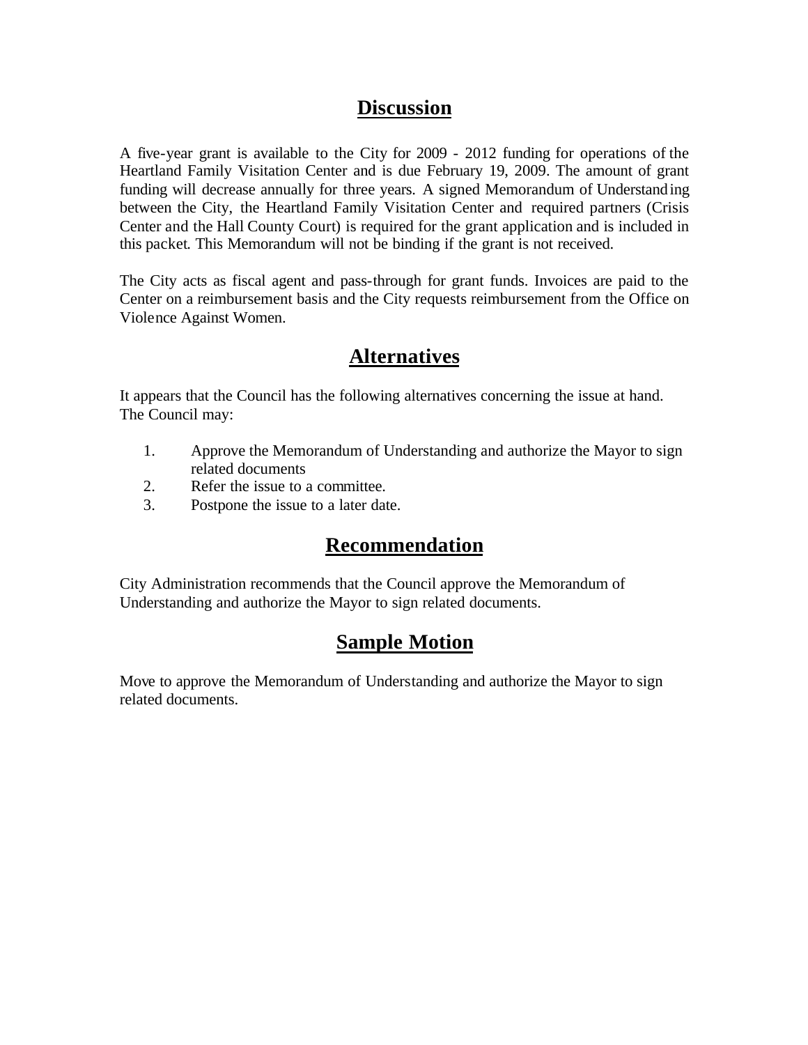## Discussion

A five-year grant is available to the City for 2009 - 2012 funding for operations of the Heartland Family Visitation Center and is due February 19, 2009. The amount of grant funding will decrease annually for three years. A signed Memorandum of Understanding between the City, the Heartland Family Visitation Center and required partners (Crisis Center and the Hall County Court) is required for the grant application and is included in this packet. This Memorandum will not be binding if the grant is not received.

The City acts as fiscal agent and pass-through for grant funds. Invoices are paid to the Center on a reimbursement basis and the City requests reimbursement from the Office on Violence Against Women.

## Alternatives

It appears that the Council has the following alternatives concerning the issue at hand. The Council may:

1. Approve the Memorandum of Understanding and authorize the Mayor to sign related documents
2. Refer the issue to a committee.
3. Postpone the issue to a later date.

## Recommendation

City Administration recommends that the Council approve the Memorandum of Understanding and authorize the Mayor to sign related documents.

## Sample Motion

Move to approve the Memorandum of Understanding and authorize the Mayor to sign related documents.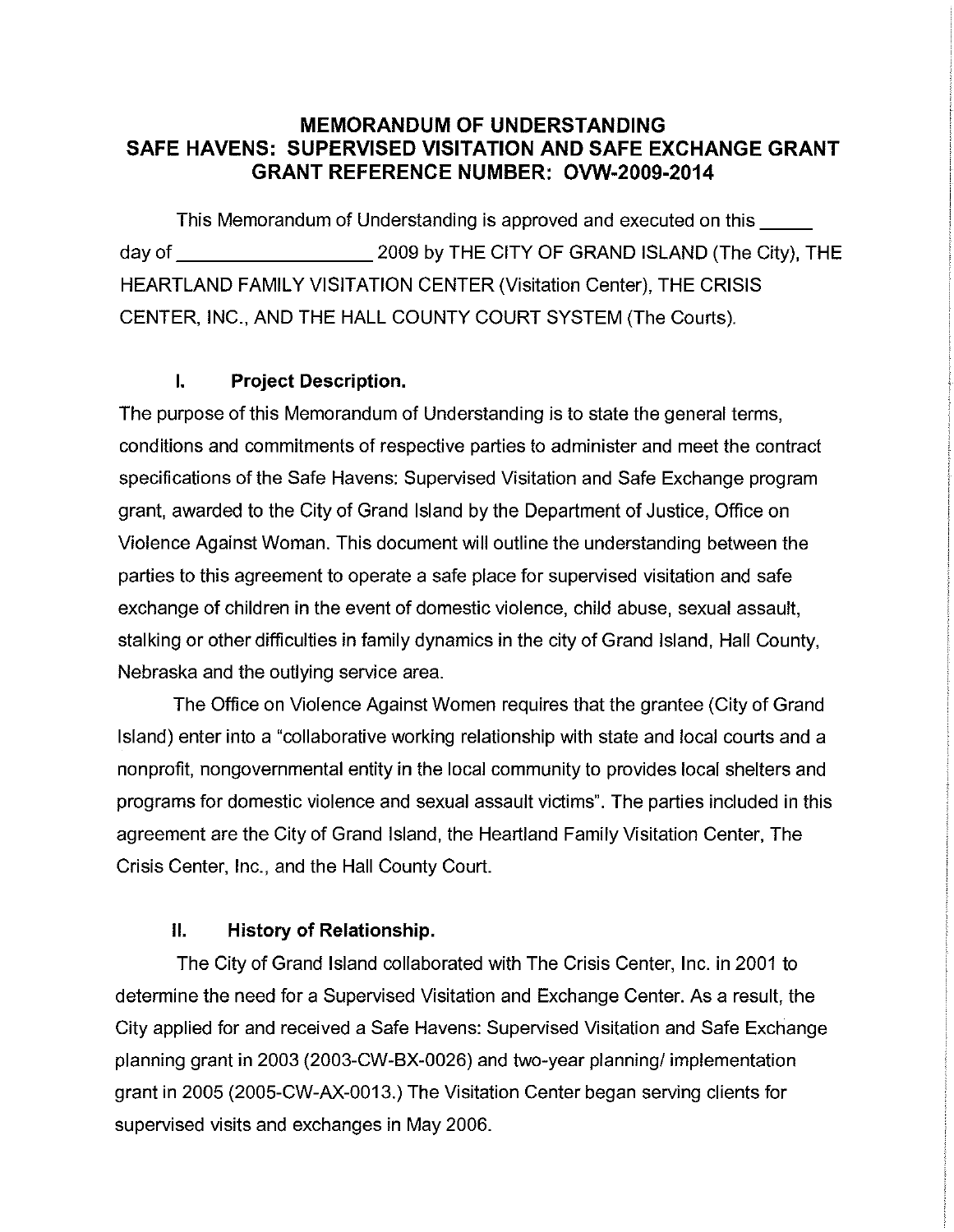# MEMORANDUM OF UNDERSTANDING
# SAFE HAVENS: SUPERVISED VISITATION AND SAFE EXCHANGE GRANT
# GRANT REFERENCE NUMBER: OVW-2009-2014

This Memorandum of Understanding is approved and executed on this _____ day of ___________________ 2009 by THE CITY OF GRAND ISLAND (The City), THE HEARTLAND FAMILY VISITATION CENTER (Visitation Center), THE CRISIS CENTER, INC., AND THE HALL COUNTY COURT SYSTEM (The Courts).

## I. Project Description.

The purpose of this Memorandum of Understanding is to state the general terms, conditions and commitments of respective parties to administer and meet the contract specifications of the Safe Havens: Supervised Visitation and Safe Exchange program grant, awarded to the City of Grand Island by the Department of Justice, Office on Violence Against Woman. This document will outline the understanding between the parties to this agreement to operate a safe place for supervised visitation and safe exchange of children in the event of domestic violence, child abuse, sexual assault, stalking or other difficulties in family dynamics in the city of Grand Island, Hall County, Nebraska and the outlying service area.

The Office on Violence Against Women requires that the grantee (City of Grand Island) enter into a "collaborative working relationship with state and local courts and a nonprofit, nongovernmental entity in the local community to provides local shelters and programs for domestic violence and sexual assault victims". The parties included in this agreement are the City of Grand Island, the Heartland Family Visitation Center, The Crisis Center, Inc., and the Hall County Court.

## II. History of Relationship.

The City of Grand Island collaborated with The Crisis Center, Inc. in 2001 to determine the need for a Supervised Visitation and Exchange Center. As a result, the City applied for and received a Safe Havens: Supervised Visitation and Safe Exchange planning grant in 2003 (2003-CW-BX-0026) and two-year planning/ implementation grant in 2005 (2005-CW-AX-0013.) The Visitation Center began serving clients for supervised visits and exchanges in May 2006.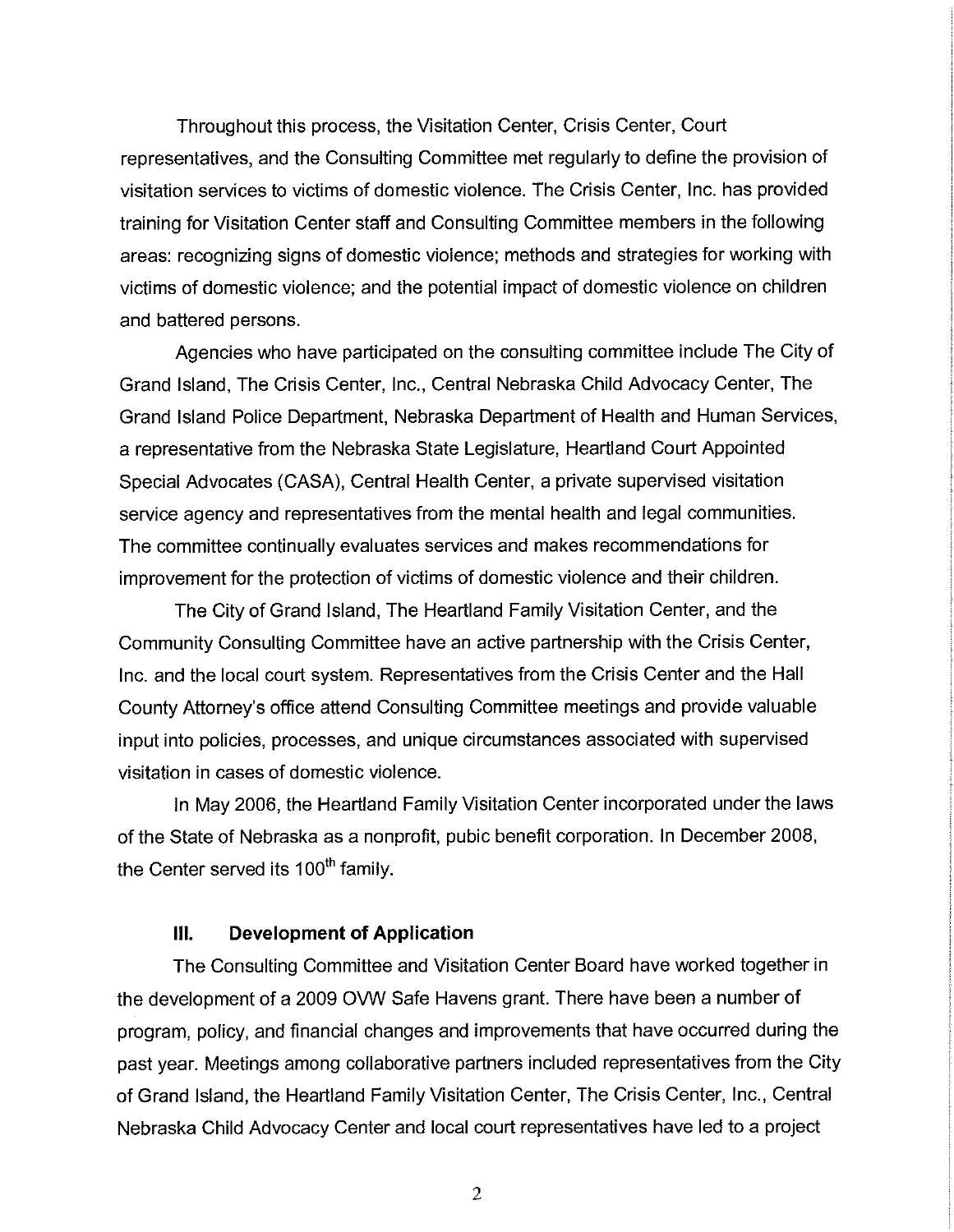Throughout this process, the Visitation Center, Crisis Center, Court representatives, and the Consulting Committee met regularly to define the provision of visitation services to victims of domestic violence. The Crisis Center, Inc. has provided training for Visitation Center staff and Consulting Committee members in the following areas: recognizing signs of domestic violence; methods and strategies for working with victims of domestic violence; and the potential impact of domestic violence on children and battered persons.

Agencies who have participated on the consulting committee include The City of Grand Island, The Crisis Center, Inc., Central Nebraska Child Advocacy Center, The Grand Island Police Department, Nebraska Department of Health and Human Services, a representative from the Nebraska State Legislature, Heartland Court Appointed Special Advocates (CASA), Central Health Center, a private supervised visitation service agency and representatives from the mental health and legal communities. The committee continually evaluates services and makes recommendations for improvement for the protection of victims of domestic violence and their children.

The City of Grand Island, The Heartland Family Visitation Center, and the Community Consulting Committee have an active partnership with the Crisis Center, Inc. and the local court system. Representatives from the Crisis Center and the Hall County Attorney's office attend Consulting Committee meetings and provide valuable input into policies, processes, and unique circumstances associated with supervised visitation in cases of domestic violence.

In May 2006, the Heartland Family Visitation Center incorporated under the laws of the State of Nebraska as a nonprofit, pubic benefit corporation. In December 2008, the Center served its 100th family.

### III. Development of Application

The Consulting Committee and Visitation Center Board have worked together in the development of a 2009 OVW Safe Havens grant. There have been a number of program, policy, and financial changes and improvements that have occurred during the past year. Meetings among collaborative partners included representatives from the City of Grand Island, the Heartland Family Visitation Center, The Crisis Center, Inc., Central Nebraska Child Advocacy Center and local court representatives have led to a project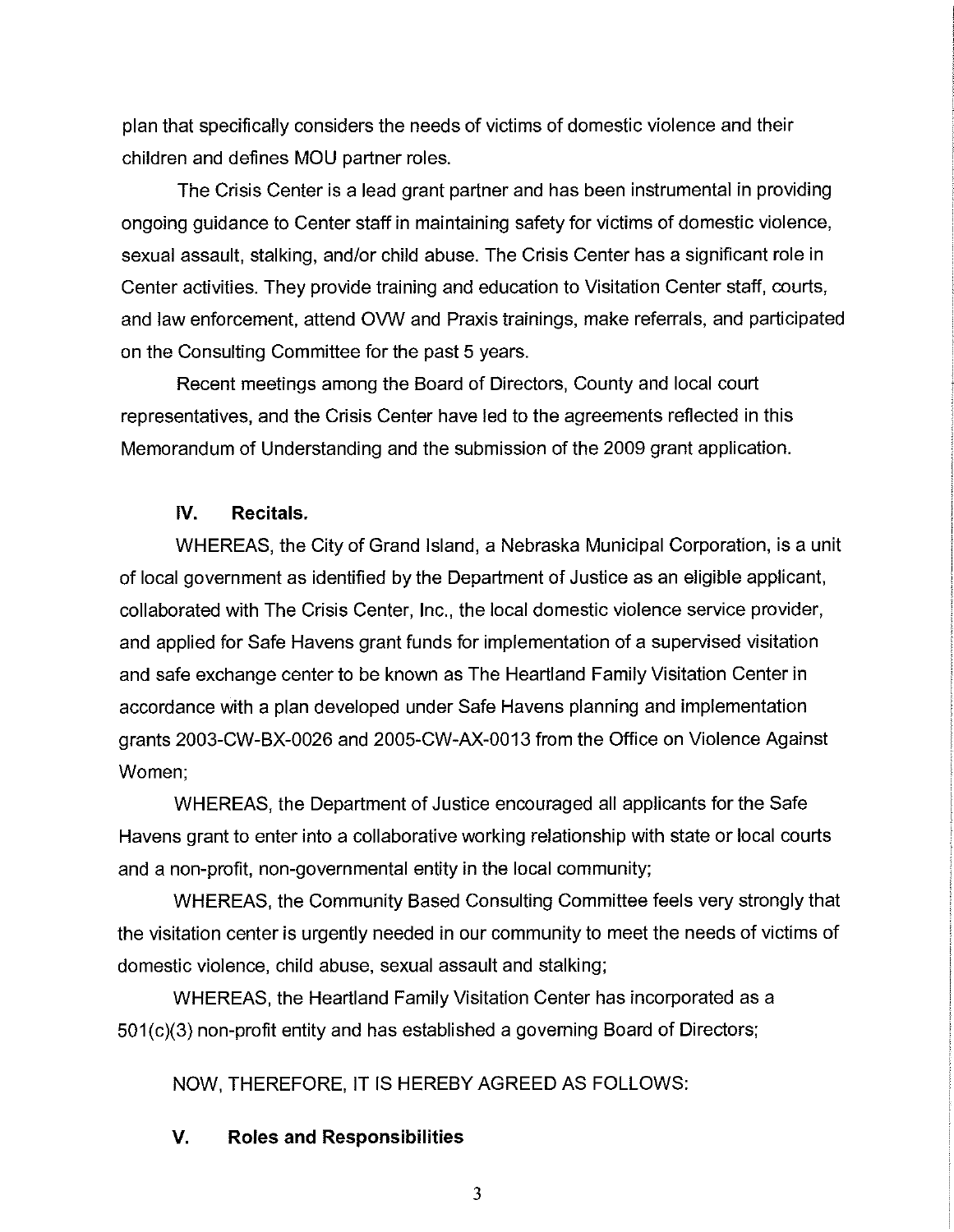plan that specifically considers the needs of victims of domestic violence and their children and defines MOU partner roles.

The Crisis Center is a lead grant partner and has been instrumental in providing ongoing guidance to Center staff in maintaining safety for victims of domestic violence, sexual assault, stalking, and/or child abuse. The Crisis Center has a significant role in Center activities. They provide training and education to Visitation Center staff, courts, and law enforcement, attend OVW and Praxis trainings, make referrals, and participated on the Consulting Committee for the past 5 years.

Recent meetings among the Board of Directors, County and local court representatives, and the Crisis Center have led to the agreements reflected in this Memorandum of Understanding and the submission of the 2009 grant application.

## IV. Recitals.

WHEREAS, the City of Grand Island, a Nebraska Municipal Corporation, is a unit of local government as identified by the Department of Justice as an eligible applicant, collaborated with The Crisis Center, Inc., the local domestic violence service provider, and applied for Safe Havens grant funds for implementation of a supervised visitation and safe exchange center to be known as The Heartland Family Visitation Center in accordance with a plan developed under Safe Havens planning and implementation grants 2003-CW-BX-0026 and 2005-CW-AX-0013 from the Office on Violence Against Women;

WHEREAS, the Department of Justice encouraged all applicants for the Safe Havens grant to enter into a collaborative working relationship with state or local courts and a non-profit, non-governmental entity in the local community;

WHEREAS, the Community Based Consulting Committee feels very strongly that the visitation center is urgently needed in our community to meet the needs of victims of domestic violence, child abuse, sexual assault and stalking;

WHEREAS, the Heartland Family Visitation Center has incorporated as a 501(c)(3) non-profit entity and has established a governing Board of Directors;

NOW, THEREFORE, IT IS HEREBY AGREED AS FOLLOWS:

## V. Roles and Responsibilities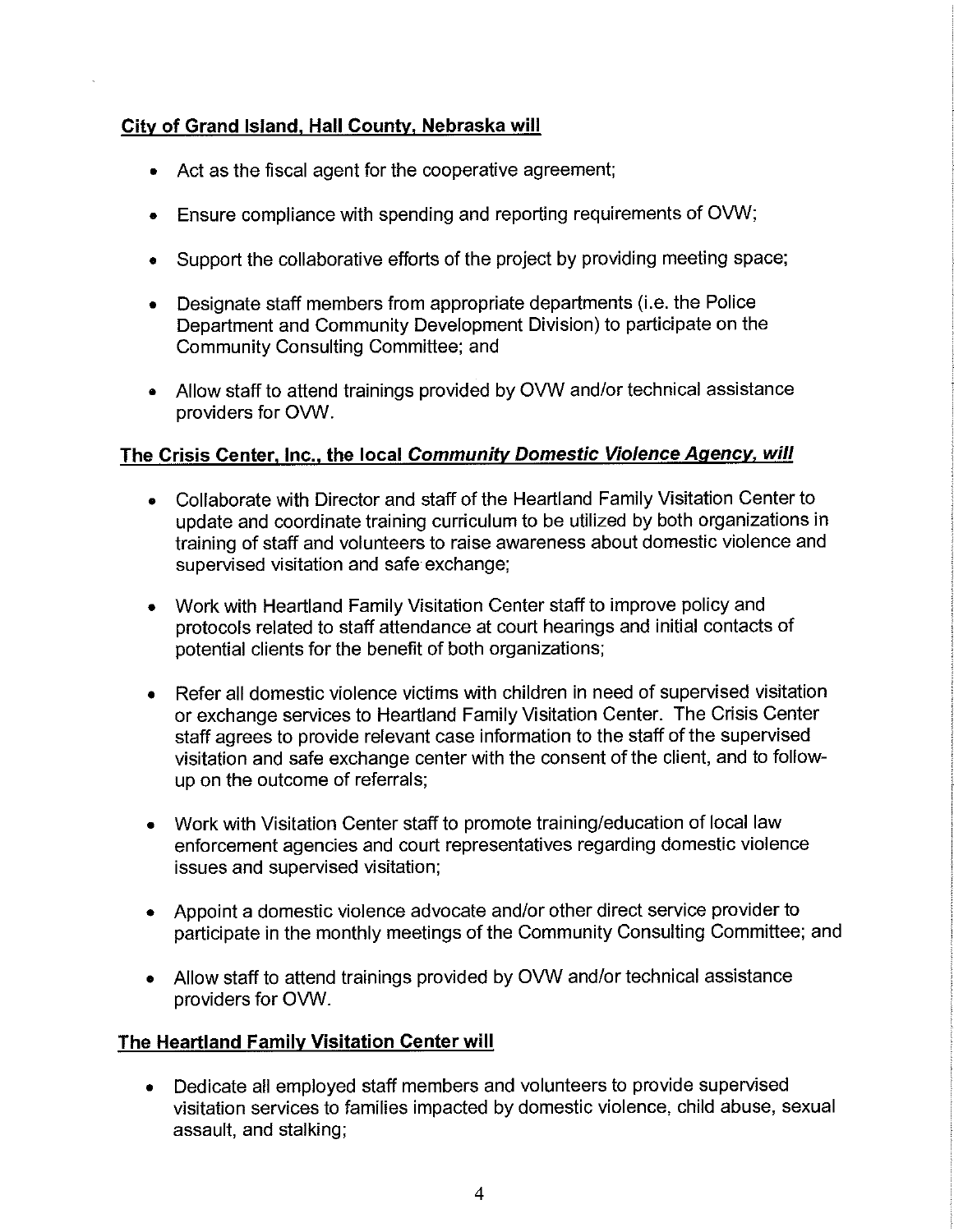**City of Grand Island, Hall County, Nebraska will**

- Act as the fiscal agent for the cooperative agreement;
- Ensure compliance with spending and reporting requirements of OVW;
- Support the collaborative efforts of the project by providing meeting space;
- Designate staff members from appropriate departments (i.e. the Police Department and Community Development Division) to participate on the Community Consulting Committee; and
- Allow staff to attend trainings provided by OVW and/or technical assistance providers for OVW.

**The Crisis Center, Inc., the local *Community Domestic Violence Agency, will***

- Collaborate with Director and staff of the Heartland Family Visitation Center to update and coordinate training curriculum to be utilized by both organizations in training of staff and volunteers to raise awareness about domestic violence and supervised visitation and safe exchange;
- Work with Heartland Family Visitation Center staff to improve policy and protocols related to staff attendance at court hearings and initial contacts of potential clients for the benefit of both organizations;
- Refer all domestic violence victims with children in need of supervised visitation or exchange services to Heartland Family Visitation Center. The Crisis Center staff agrees to provide relevant case information to the staff of the supervised visitation and safe exchange center with the consent of the client, and to follow-up on the outcome of referrals;
- Work with Visitation Center staff to promote training/education of local law enforcement agencies and court representatives regarding domestic violence issues and supervised visitation;
- Appoint a domestic violence advocate and/or other direct service provider to participate in the monthly meetings of the Community Consulting Committee; and
- Allow staff to attend trainings provided by OVW and/or technical assistance providers for OVW.

**The Heartland Family Visitation Center will**

- Dedicate all employed staff members and volunteers to provide supervised visitation services to families impacted by domestic violence, child abuse, sexual assault, and stalking;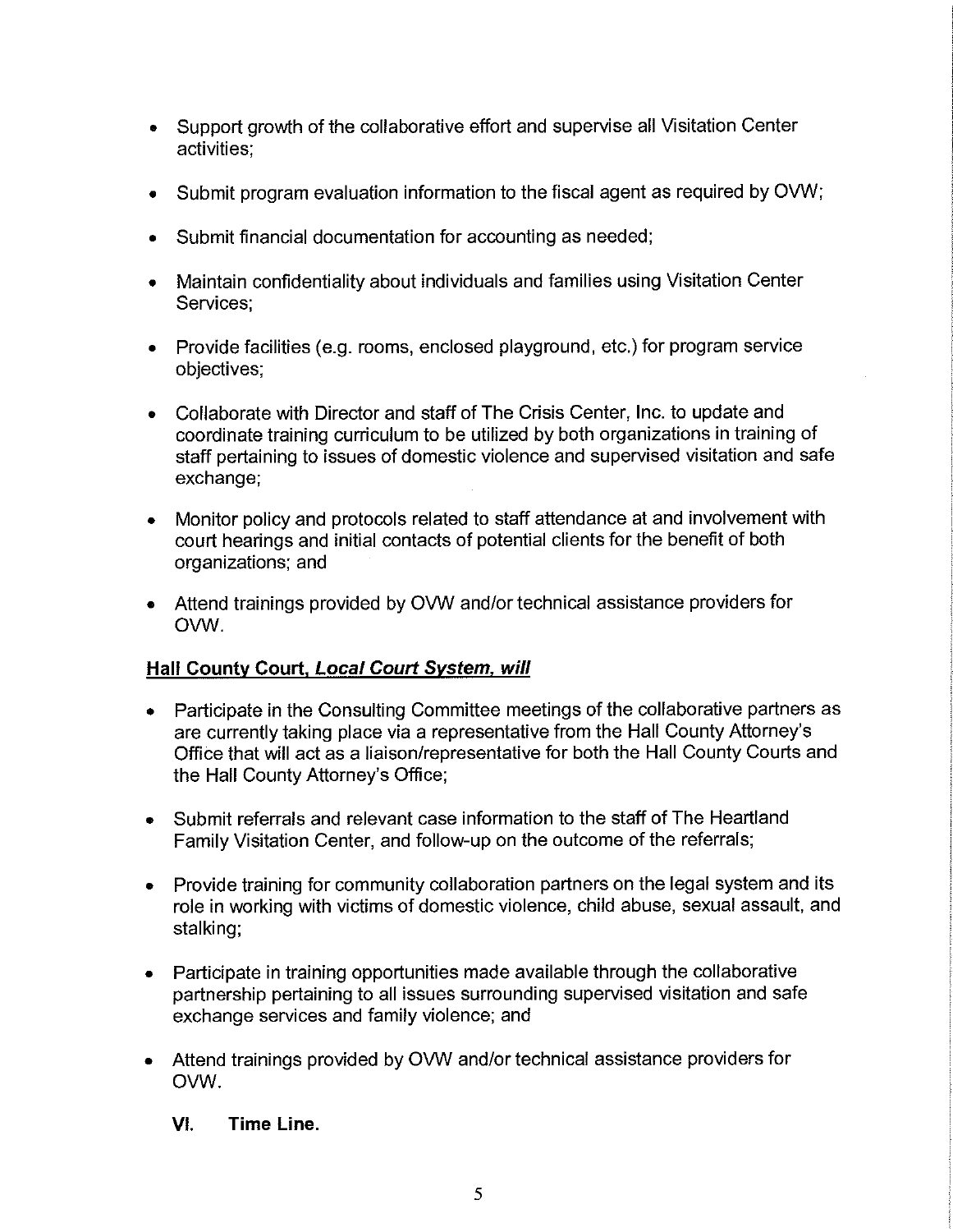- Support growth of the collaborative effort and supervise all Visitation Center activities;
- Submit program evaluation information to the fiscal agent as required by OVW;
- Submit financial documentation for accounting as needed;
- Maintain confidentiality about individuals and families using Visitation Center Services;
- Provide facilities (e.g. rooms, enclosed playground, etc.) for program service objectives;
- Collaborate with Director and staff of The Crisis Center, Inc. to update and coordinate training curriculum to be utilized by both organizations in training of staff pertaining to issues of domestic violence and supervised visitation and safe exchange;
- Monitor policy and protocols related to staff attendance at and involvement with court hearings and initial contacts of potential clients for the benefit of both organizations; and
- Attend trainings provided by OVW and/or technical assistance providers for OVW.

**Hall County Court, *Local Court System, will***

- Participate in the Consulting Committee meetings of the collaborative partners as are currently taking place via a representative from the Hall County Attorney's Office that will act as a liaison/representative for both the Hall County Courts and the Hall County Attorney's Office;
- Submit referrals and relevant case information to the staff of The Heartland Family Visitation Center, and follow-up on the outcome of the referrals;
- Provide training for community collaboration partners on the legal system and its role in working with victims of domestic violence, child abuse, sexual assault, and stalking;
- Participate in training opportunities made available through the collaborative partnership pertaining to all issues surrounding supervised visitation and safe exchange services and family violence; and
- Attend trainings provided by OVW and/or technical assistance providers for OVW.

## VI. Time Line.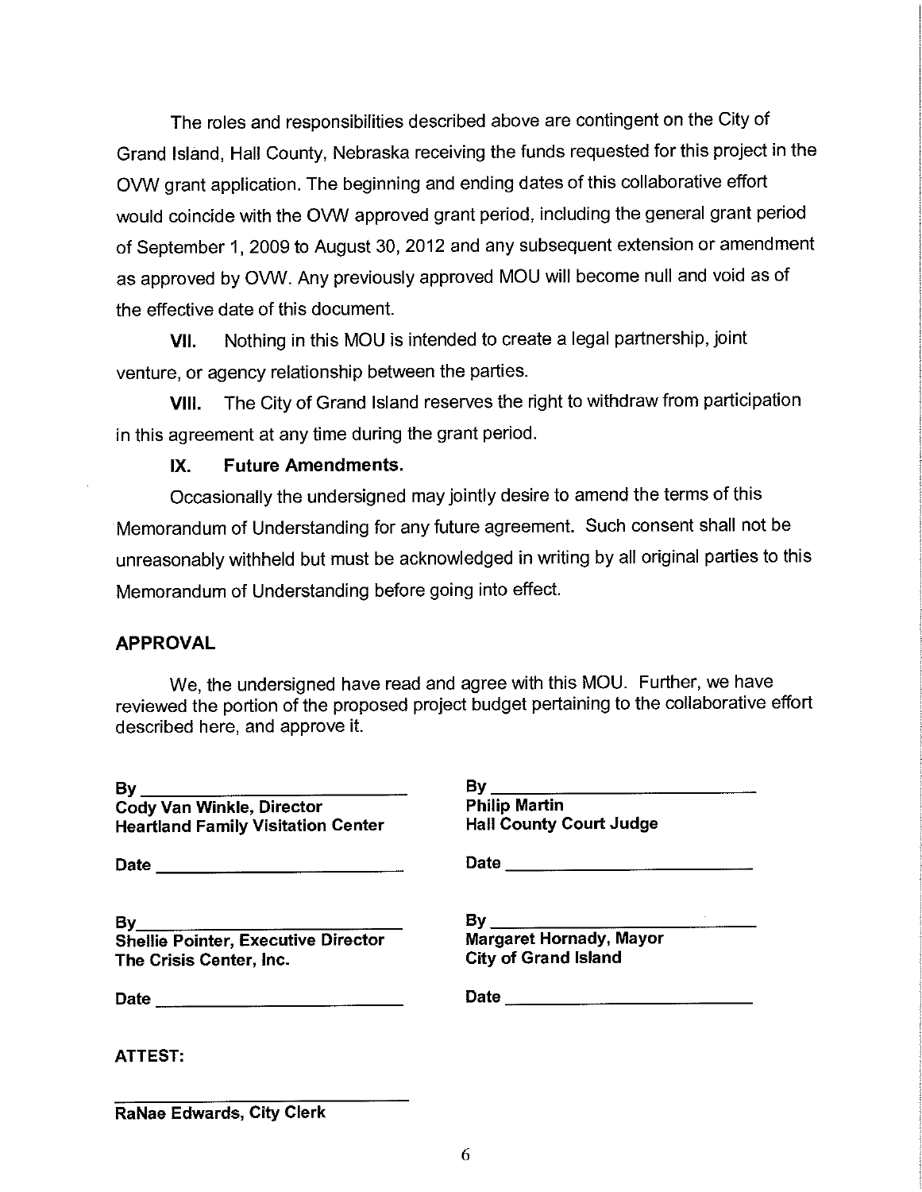The roles and responsibilities described above are contingent on the City of Grand Island, Hall County, Nebraska receiving the funds requested for this project in the OVW grant application. The beginning and ending dates of this collaborative effort would coincide with the OVW approved grant period, including the general grant period of September 1, 2009 to August 30, 2012 and any subsequent extension or amendment as approved by OVW. Any previously approved MOU will become null and void as of the effective date of this document.

**VII.** Nothing in this MOU is intended to create a legal partnership, joint venture, or agency relationship between the parties.

**VIII.** The City of Grand Island reserves the right to withdraw from participation in this agreement at any time during the grant period.

**IX. Future Amendments.**

Occasionally the undersigned may jointly desire to amend the terms of this Memorandum of Understanding for any future agreement. Such consent shall not be unreasonably withheld but must be acknowledged in writing by all original parties to this Memorandum of Understanding before going into effect.

## APPROVAL

We, the undersigned have read and agree with this MOU. Further, we have reviewed the portion of the proposed project budget pertaining to the collaborative effort described here, and approve it.

By ______________________________
**Cody Van Winkle, Director**
**Heartland Family Visitation Center**

Date ____________________________

By ______________________________
**Philip Martin**
**Hall County Court Judge**

Date ____________________________

By ______________________________
**Shellie Pointer, Executive Director**
**The Crisis Center, Inc.**

Date ____________________________

By ______________________________
**Margaret Hornady, Mayor**
**City of Grand Island**

Date ____________________________

**ATTEST:**

______________________________
**RaNae Edwards, City Clerk**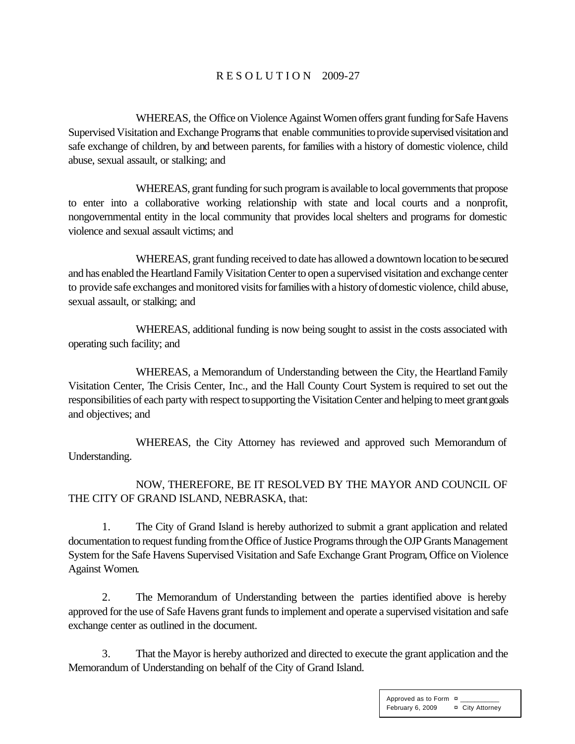# RESOLUTION 2009-27

WHEREAS, the Office on Violence Against Women offers grant funding for Safe Havens Supervised Visitation and Exchange Programs that enable communities to provide supervised visitation and safe exchange of children, by and between parents, for families with a history of domestic violence, child abuse, sexual assault, or stalking; and

WHEREAS, grant funding for such program is available to local governments that propose to enter into a collaborative working relationship with state and local courts and a nonprofit, nongovernmental entity in the local community that provides local shelters and programs for domestic violence and sexual assault victims; and

WHEREAS, grant funding received to date has allowed a downtown location to be secured and has enabled the Heartland Family Visitation Center to open a supervised visitation and exchange center to provide safe exchanges and monitored visits for families with a history of domestic violence, child abuse, sexual assault, or stalking; and

WHEREAS, additional funding is now being sought to assist in the costs associated with operating such facility; and

WHEREAS, a Memorandum of Understanding between the City, the Heartland Family Visitation Center, The Crisis Center, Inc., and the Hall County Court System is required to set out the responsibilities of each party with respect to supporting the Visitation Center and helping to meet grant goals and objectives; and

WHEREAS, the City Attorney has reviewed and approved such Memorandum of Understanding.

NOW, THEREFORE, BE IT RESOLVED BY THE MAYOR AND COUNCIL OF THE CITY OF GRAND ISLAND, NEBRASKA, that:

1. The City of Grand Island is hereby authorized to submit a grant application and related documentation to request funding from the Office of Justice Programs through the OJP Grants Management System for the Safe Havens Supervised Visitation and Safe Exchange Grant Program, Office on Violence Against Women.

2. The Memorandum of Understanding between the parties identified above is hereby approved for the use of Safe Havens grant funds to implement and operate a supervised visitation and safe exchange center as outlined in the document.

3. That the Mayor is hereby authorized and directed to execute the grant application and the Memorandum of Understanding on behalf of the City of Grand Island.

| Approved as to Form ¤ ___________ | |
| --- | --- |
| February 6, 2009 | ¤ City Attorney |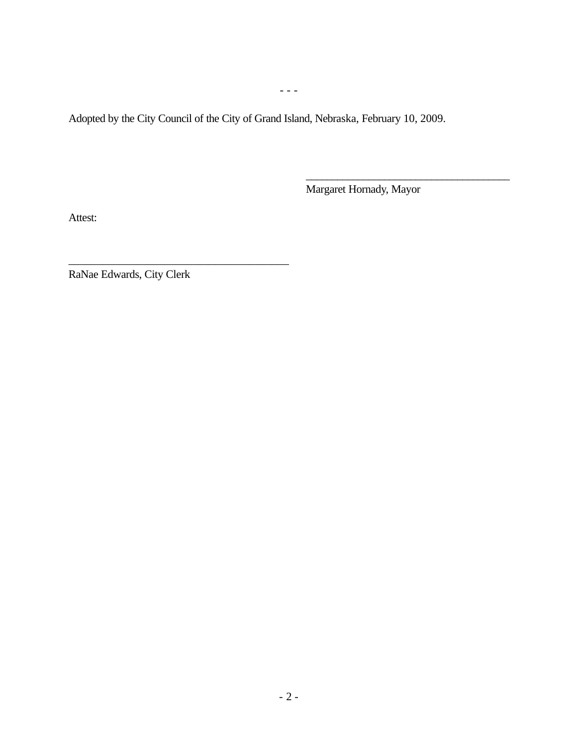- - -

Adopted by the City Council of the City of Grand Island, Nebraska, February 10, 2009.

\_\_\_\_\_\_\_\_\_\_\_\_\_\_\_\_\_\_\_\_\_\_\_\_\_\_\_\_\_\_\_\_\_\_\_\_\_\_\_

Margaret Hornady, Mayor

Attest:

\_\_\_\_\_\_\_\_\_\_\_\_\_\_\_\_\_\_\_\_\_\_\_\_\_\_\_\_\_\_\_\_\_\_\_\_\_\_\_\_\_\_\_

RaNae Edwards, City Clerk